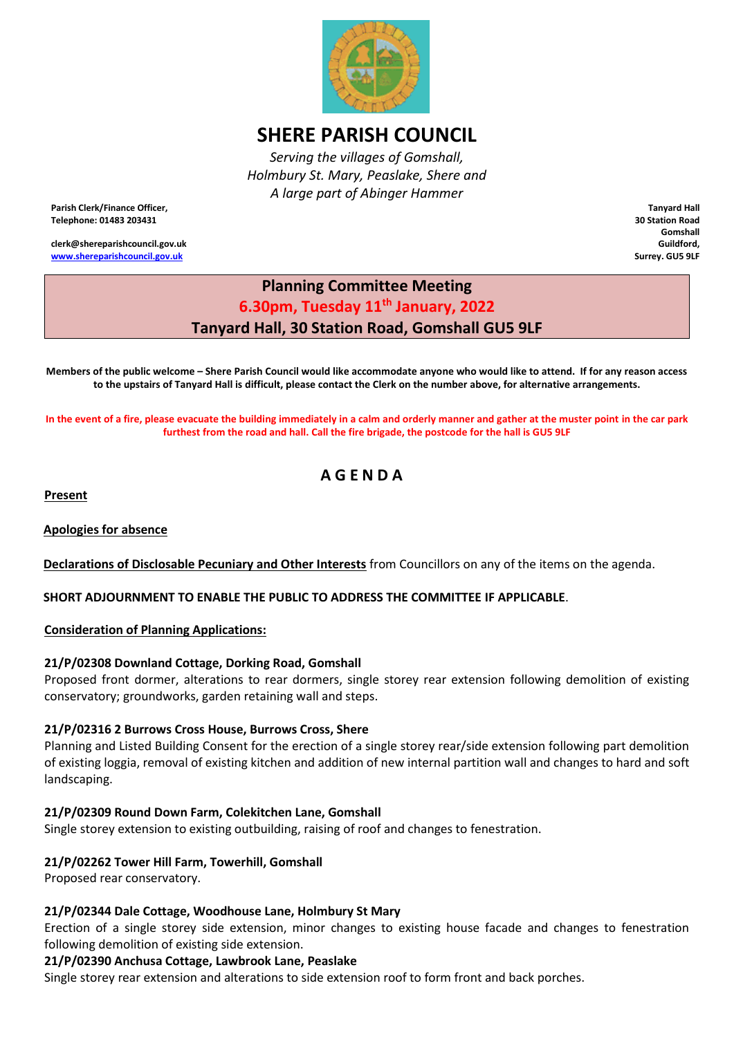# SHERE PARISH COUNCIL

*Serving the villages of Gomshall,*
*Holmbury St. Mary, Peaslake, Shere and*
*A large part of Abinger Hammer*

**Parish Clerk/Finance Officer,**
**Telephone: 01483 203431**

**clerk@shereparishcouncil.gov.uk**
**www.shereparishcouncil.gov.uk**

**Tanyard Hall**
**30 Station Road**
**Gomshall**
**Guildford,**
**Surrey. GU5 9LF**

## Planning Committee Meeting
## 6.30pm, Tuesday 11th January, 2022
## Tanyard Hall, 30 Station Road, Gomshall GU5 9LF

**Members of the public welcome – Shere Parish Council would like accommodate anyone who would like to attend. If for any reason access to the upstairs of Tanyard Hall is difficult, please contact the Clerk on the number above, for alternative arrangements.**

**In the event of a fire, please evacuate the building immediately in a calm and orderly manner and gather at the muster point in the car park furthest from the road and hall. Call the fire brigade, the postcode for the hall is GU5 9LF**

## A G E N D A

**Present**

**Apologies for absence**

**Declarations of Disclosable Pecuniary and Other Interests** from Councillors on any of the items on the agenda.

**SHORT ADJOURNMENT TO ENABLE THE PUBLIC TO ADDRESS THE COMMITTEE IF APPLICABLE**.

**Consideration of Planning Applications:**

**21/P/02308 Downland Cottage, Dorking Road, Gomshall**
Proposed front dormer, alterations to rear dormers, single storey rear extension following demolition of existing conservatory; groundworks, garden retaining wall and steps.

**21/P/02316 2 Burrows Cross House, Burrows Cross, Shere**
Planning and Listed Building Consent for the erection of a single storey rear/side extension following part demolition of existing loggia, removal of existing kitchen and addition of new internal partition wall and changes to hard and soft landscaping.

**21/P/02309 Round Down Farm, Colekitchen Lane, Gomshall**
Single storey extension to existing outbuilding, raising of roof and changes to fenestration.

**21/P/02262 Tower Hill Farm, Towerhill, Gomshall**
Proposed rear conservatory.

**21/P/02344 Dale Cottage, Woodhouse Lane, Holmbury St Mary**
Erection of a single storey side extension, minor changes to existing house facade and changes to fenestration following demolition of existing side extension.

**21/P/02390 Anchusa Cottage, Lawbrook Lane, Peaslake**
Single storey rear extension and alterations to side extension roof to form front and back porches.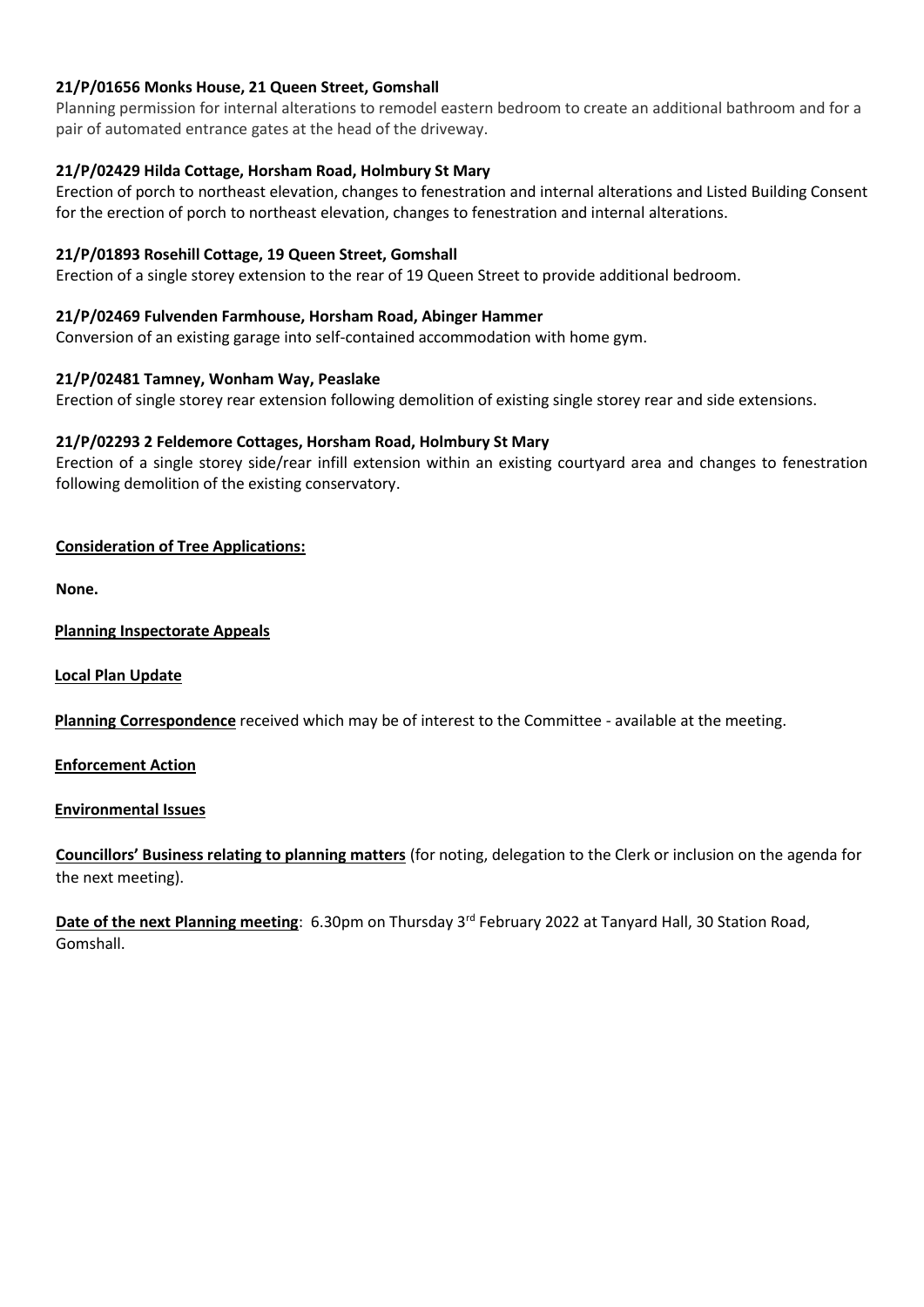**21/P/01656 Monks House, 21 Queen Street, Gomshall**

Planning permission for internal alterations to remodel eastern bedroom to create an additional bathroom and for a pair of automated entrance gates at the head of the driveway.

**21/P/02429 Hilda Cottage, Horsham Road, Holmbury St Mary**

Erection of porch to northeast elevation, changes to fenestration and internal alterations and Listed Building Consent for the erection of porch to northeast elevation, changes to fenestration and internal alterations.

**21/P/01893 Rosehill Cottage, 19 Queen Street, Gomshall**

Erection of a single storey extension to the rear of 19 Queen Street to provide additional bedroom.

**21/P/02469 Fulvenden Farmhouse, Horsham Road, Abinger Hammer**

Conversion of an existing garage into self-contained accommodation with home gym.

**21/P/02481 Tamney, Wonham Way, Peaslake**

Erection of single storey rear extension following demolition of existing single storey rear and side extensions.

**21/P/02293 2 Feldemore Cottages, Horsham Road, Holmbury St Mary**

Erection of a single storey side/rear infill extension within an existing courtyard area and changes to fenestration following demolition of the existing conservatory.

**Consideration of Tree Applications:**

**None.**

**Planning Inspectorate Appeals**

**Local Plan Update**

**Planning Correspondence** received which may be of interest to the Committee - available at the meeting.

**Enforcement Action**

**Environmental Issues**

**Councillors' Business relating to planning matters** (for noting, delegation to the Clerk or inclusion on the agenda for the next meeting).

**Date of the next Planning meeting**: 6.30pm on Thursday 3rd February 2022 at Tanyard Hall, 30 Station Road, Gomshall.